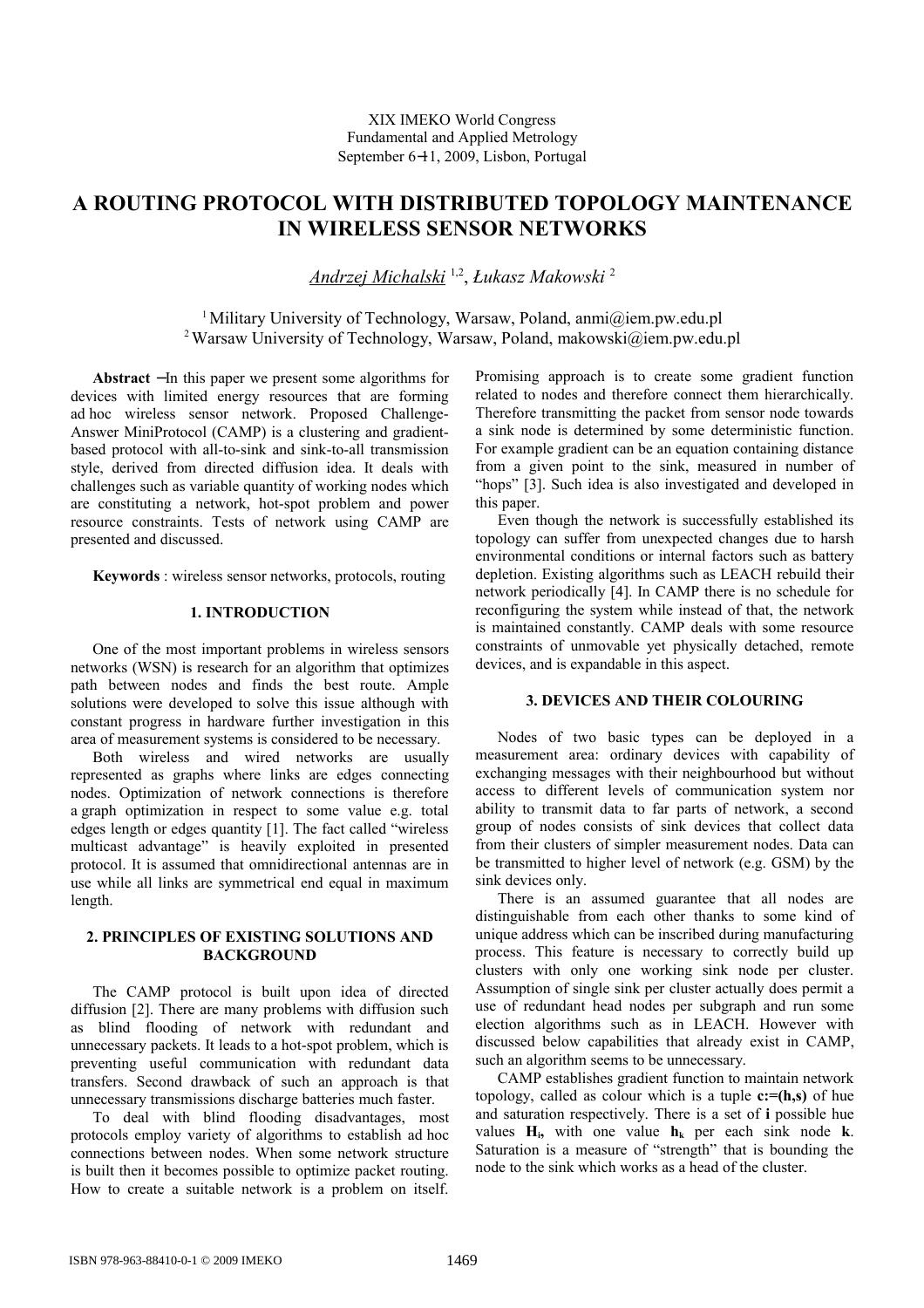XIX IMEKO World Congress
Fundamental and Applied Metrology
September 6−11, 2009, Lisbon, Portugal

# A ROUTING PROTOCOL WITH DISTRIBUTED TOPOLOGY MAINTENANCE IN WIRELESS SENSOR NETWORKS

*Andrzej Michalski* [1,2], *Łukasz Makowski* [2]

[1] Military University of Technology, Warsaw, Poland, anmi@iem.pw.edu.pl
[2] Warsaw University of Technology, Warsaw, Poland, makowski@iem.pw.edu.pl

**Abstract** − In this paper we present some algorithms for devices with limited energy resources that are forming ad hoc wireless sensor network. Proposed Challenge-Answer MiniProtocol (CAMP) is a clustering and gradient-based protocol with all-to-sink and sink-to-all transmission style, derived from directed diffusion idea. It deals with challenges such as variable quantity of working nodes which are constituting a network, hot-spot problem and power resource constraints. Tests of network using CAMP are presented and discussed.

**Keywords** : wireless sensor networks, protocols, routing

## 1. INTRODUCTION

One of the most important problems in wireless sensors networks (WSN) is research for an algorithm that optimizes path between nodes and finds the best route. Ample solutions were developed to solve this issue although with constant progress in hardware further investigation in this area of measurement systems is considered to be necessary.

Both wireless and wired networks are usually represented as graphs where links are edges connecting nodes. Optimization of network connections is therefore a graph optimization in respect to some value e.g. total edges length or edges quantity [1]. The fact called "wireless multicast advantage" is heavily exploited in presented protocol. It is assumed that omnidirectional antennas are in use while all links are symmetrical end equal in maximum length.

## 2. PRINCIPLES OF EXISTING SOLUTIONS AND BACKGROUND

The CAMP protocol is built upon idea of directed diffusion [2]. There are many problems with diffusion such as blind flooding of network with redundant and unnecessary packets. It leads to a hot-spot problem, which is preventing useful communication with redundant data transfers. Second drawback of such an approach is that unnecessary transmissions discharge batteries much faster.

To deal with blind flooding disadvantages, most protocols employ variety of algorithms to establish ad hoc connections between nodes. When some network structure is built then it becomes possible to optimize packet routing. How to create a suitable network is a problem on itself. Promising approach is to create some gradient function related to nodes and therefore connect them hierarchically. Therefore transmitting the packet from sensor node towards a sink node is determined by some deterministic function. For example gradient can be an equation containing distance from a given point to the sink, measured in number of "hops" [3]. Such idea is also investigated and developed in this paper.

Even though the network is successfully established its topology can suffer from unexpected changes due to harsh environmental conditions or internal factors such as battery depletion. Existing algorithms such as LEACH rebuild their network periodically [4]. In CAMP there is no schedule for reconfiguring the system while instead of that, the network is maintained constantly. CAMP deals with some resource constraints of unmovable yet physically detached, remote devices, and is expandable in this aspect.

## 3. DEVICES AND THEIR COLOURING

Nodes of two basic types can be deployed in a measurement area: ordinary devices with capability of exchanging messages with their neighbourhood but without access to different levels of communication system nor ability to transmit data to far parts of network, a second group of nodes consists of sink devices that collect data from their clusters of simpler measurement nodes. Data can be transmitted to higher level of network (e.g. GSM) by the sink devices only.

There is an assumed guarantee that all nodes are distinguishable from each other thanks to some kind of unique address which can be inscribed during manufacturing process. This feature is necessary to correctly build up clusters with only one working sink node per cluster. Assumption of single sink per cluster actually does permit a use of redundant head nodes per subgraph and run some election algorithms such as in LEACH. However with discussed below capabilities that already exist in CAMP, such an algorithm seems to be unnecessary.

CAMP establishes gradient function to maintain network topology, called as colour which is a tuple $\mathbf{c{:=}(h,s)}$ of hue and saturation respectively. There is a set of $\mathbf{i}$ possible hue values $\mathbf{H_i}$, with one value $\mathbf{h_k}$ per each sink node $\mathbf{k}$. Saturation is a measure of "strength" that is bounding the node to the sink which works as a head of the cluster.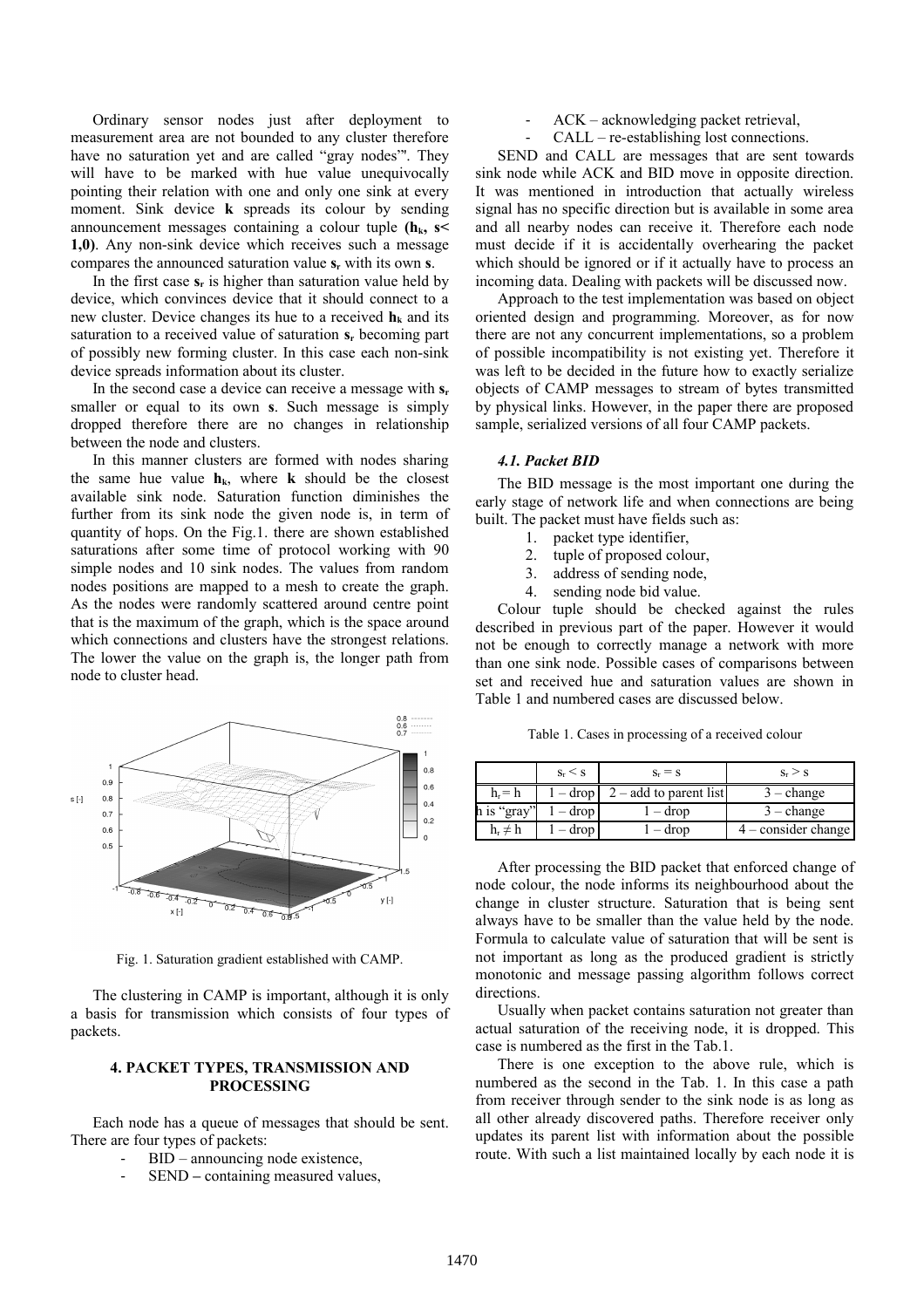Ordinary sensor nodes just after deployment to measurement area are not bounded to any cluster therefore have no saturation yet and are called "gray nodes"'. They will have to be marked with hue value unequivocally pointing their relation with one and only one sink at every moment. Sink device **k** spreads its colour by sending announcement messages containing a colour tuple **($h_k$, s< 1,0)**. Any non-sink device which receives such a message compares the announced saturation value $s_r$ with its own **s**.

In the first case $s_r$ is higher than saturation value held by device, which convinces device that it should connect to a new cluster. Device changes its hue to a received $h_k$ and its saturation to a received value of saturation $s_r$ becoming part of possibly new forming cluster. In this case each non-sink device spreads information about its cluster.

In the second case a device can receive a message with $s_r$ smaller or equal to its own **s**. Such message is simply dropped therefore there are no changes in relationship between the node and clusters.

In this manner clusters are formed with nodes sharing the same hue value $h_k$, where **k** should be the closest available sink node. Saturation function diminishes the further from its sink node the given node is, in term of quantity of hops. On the Fig.1. there are shown established saturations after some time of protocol working with 90 simple nodes and 10 sink nodes. The values from random nodes positions are mapped to a mesh to create the graph. As the nodes were randomly scattered around centre point that is the maximum of the graph, which is the space around which connections and clusters have the strongest relations. The lower the value on the graph is, the longer path from node to cluster head.

Fig. 1. Saturation gradient established with CAMP.

The clustering in CAMP is important, although it is only a basis for transmission which consists of four types of packets.

## 4. PACKET TYPES, TRANSMISSION AND PROCESSING

Each node has a queue of messages that should be sent. There are four types of packets:

- BID – announcing node existence,
- SEND – containing measured values,
- ACK – acknowledging packet retrieval,
- CALL – re-establishing lost connections.

SEND and CALL are messages that are sent towards sink node while ACK and BID move in opposite direction. It was mentioned in introduction that actually wireless signal has no specific direction but is available in some area and all nearby nodes can receive it. Therefore each node must decide if it is accidentally overhearing the packet which should be ignored or if it actually have to process an incoming data. Dealing with packets will be discussed now.

Approach to the test implementation was based on object oriented design and programming. Moreover, as for now there are not any concurrent implementations, so a problem of possible incompatibility is not existing yet. Therefore it was left to be decided in the future how to exactly serialize objects of CAMP messages to stream of bytes transmitted by physical links. However, in the paper there are proposed sample, serialized versions of all four CAMP packets.

### *4.1. Packet BID*

The BID message is the most important one during the early stage of network life and when connections are being built. The packet must have fields such as:

1. packet type identifier,
2. tuple of proposed colour,
3. address of sending node,
4. sending node bid value.

Colour tuple should be checked against the rules described in previous part of the paper. However it would not be enough to correctly manage a network with more than one sink node. Possible cases of comparisons between set and received hue and saturation values are shown in Table 1 and numbered cases are discussed below.

Table 1. Cases in processing of a received colour

| | $s_r < s$ | $s_r = s$ | $s_r > s$ |
|---|---|---|---|
| $h_r = h$ | 1 – drop | 2 – add to parent list | 3 – change |
| h is "gray" | 1 – drop | 1 – drop | 3 – change |
| $h_r \neq h$ | 1 – drop | 1 – drop | 4 – consider change |

After processing the BID packet that enforced change of node colour, the node informs its neighbourhood about the change in cluster structure. Saturation that is being sent always have to be smaller than the value held by the node. Formula to calculate value of saturation that will be sent is not important as long as the produced gradient is strictly monotonic and message passing algorithm follows correct directions.

Usually when packet contains saturation not greater than actual saturation of the receiving node, it is dropped. This case is numbered as the first in the Tab.1.

There is one exception to the above rule, which is numbered as the second in the Tab. 1. In this case a path from receiver through sender to the sink node is as long as all other already discovered paths. Therefore receiver only updates its parent list with information about the possible route. With such a list maintained locally by each node it is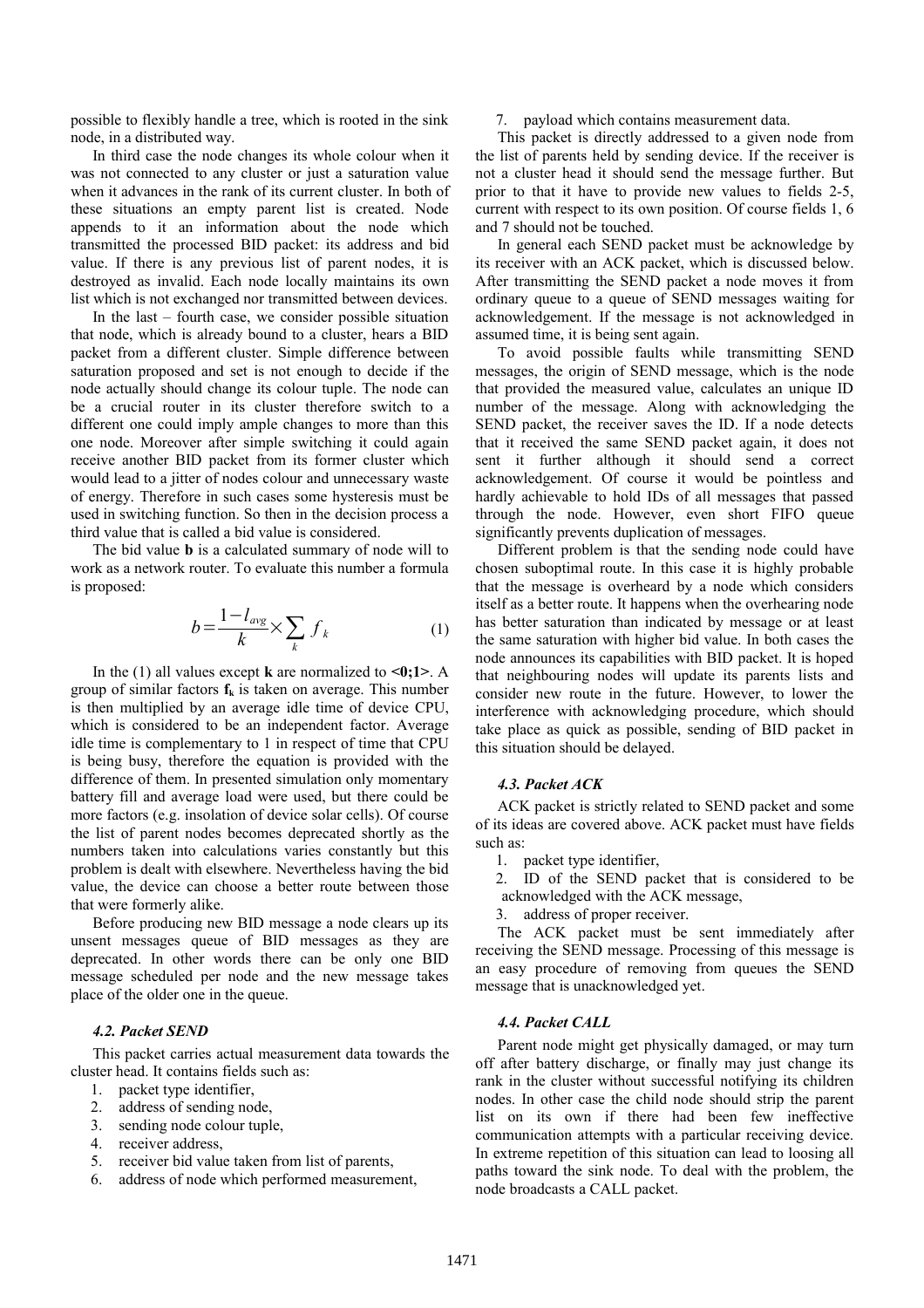possible to flexibly handle a tree, which is rooted in the sink node, in a distributed way.

In third case the node changes its whole colour when it was not connected to any cluster or just a saturation value when it advances in the rank of its current cluster. In both of these situations an empty parent list is created. Node appends to it an information about the node which transmitted the processed BID packet: its address and bid value. If there is any previous list of parent nodes, it is destroyed as invalid. Each node locally maintains its own list which is not exchanged nor transmitted between devices.

In the last – fourth case, we consider possible situation that node, which is already bound to a cluster, hears a BID packet from a different cluster. Simple difference between saturation proposed and set is not enough to decide if the node actually should change its colour tuple. The node can be a crucial router in its cluster therefore switch to a different one could imply ample changes to more than this one node. Moreover after simple switching it could again receive another BID packet from its former cluster which would lead to a jitter of nodes colour and unnecessary waste of energy. Therefore in such cases some hysteresis must be used in switching function. So then in the decision process a third value that is called a bid value is considered.

The bid value **b** is a calculated summary of node will to work as a network router. To evaluate this number a formula is proposed:

$$b = \frac{1 - l_{avg}}{k} \times \sum_{k} f_k \tag{1}$$

In the (1) all values except **k** are normalized to **<0;1>**. A group of similar factors $\mathbf{f_k}$ is taken on average. This number is then multiplied by an average idle time of device CPU, which is considered to be an independent factor. Average idle time is complementary to 1 in respect of time that CPU is being busy, therefore the equation is provided with the difference of them. In presented simulation only momentary battery fill and average load were used, but there could be more factors (e.g. insolation of device solar cells). Of course the list of parent nodes becomes deprecated shortly as the numbers taken into calculations varies constantly but this problem is dealt with elsewhere. Nevertheless having the bid value, the device can choose a better route between those that were formerly alike.

Before producing new BID message a node clears up its unsent messages queue of BID messages as they are deprecated. In other words there can be only one BID message scheduled per node and the new message takes place of the older one in the queue.

#### *4.2. Packet SEND*

This packet carries actual measurement data towards the cluster head. It contains fields such as:

1. packet type identifier,
2. address of sending node,
3. sending node colour tuple,
4. receiver address,
5. receiver bid value taken from list of parents,
6. address of node which performed measurement,
7. payload which contains measurement data.

This packet is directly addressed to a given node from the list of parents held by sending device. If the receiver is not a cluster head it should send the message further. But prior to that it have to provide new values to fields 2-5, current with respect to its own position. Of course fields 1, 6 and 7 should not be touched.

In general each SEND packet must be acknowledge by its receiver with an ACK packet, which is discussed below. After transmitting the SEND packet a node moves it from ordinary queue to a queue of SEND messages waiting for acknowledgement. If the message is not acknowledged in assumed time, it is being sent again.

To avoid possible faults while transmitting SEND messages, the origin of SEND message, which is the node that provided the measured value, calculates an unique ID number of the message. Along with acknowledging the SEND packet, the receiver saves the ID. If a node detects that it received the same SEND packet again, it does not sent it further although it should send a correct acknowledgement. Of course it would be pointless and hardly achievable to hold IDs of all messages that passed through the node. However, even short FIFO queue significantly prevents duplication of messages.

Different problem is that the sending node could have chosen suboptimal route. In this case it is highly probable that the message is overheard by a node which considers itself as a better route. It happens when the overhearing node has better saturation than indicated by message or at least the same saturation with higher bid value. In both cases the node announces its capabilities with BID packet. It is hoped that neighbouring nodes will update its parents lists and consider new route in the future. However, to lower the interference with acknowledging procedure, which should take place as quick as possible, sending of BID packet in this situation should be delayed.

#### *4.3. Packet ACK*

ACK packet is strictly related to SEND packet and some of its ideas are covered above. ACK packet must have fields such as:

1. packet type identifier,
2. ID of the SEND packet that is considered to be acknowledged with the ACK message,
3. address of proper receiver.

The ACK packet must be sent immediately after receiving the SEND message. Processing of this message is an easy procedure of removing from queues the SEND message that is unacknowledged yet.

#### *4.4. Packet CALL*

Parent node might get physically damaged, or may turn off after battery discharge, or finally may just change its rank in the cluster without successful notifying its children nodes. In other case the child node should strip the parent list on its own if there had been few ineffective communication attempts with a particular receiving device. In extreme repetition of this situation can lead to loosing all paths toward the sink node. To deal with the problem, the node broadcasts a CALL packet.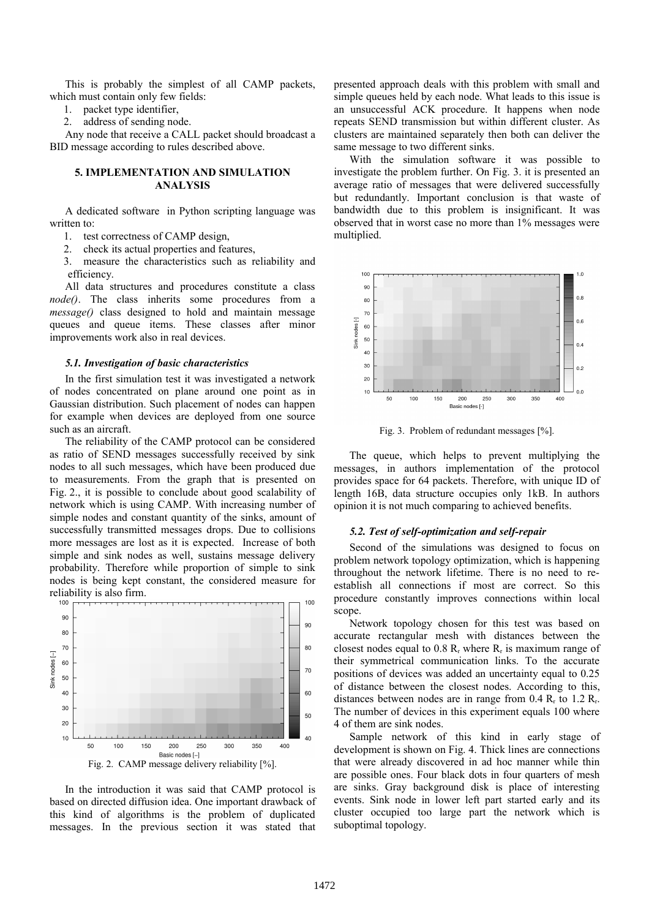This is probably the simplest of all CAMP packets, which must contain only few fields:

1. packet type identifier,
2. address of sending node.

Any node that receive a CALL packet should broadcast a BID message according to rules described above.

## 5. IMPLEMENTATION AND SIMULATION ANALYSIS

A dedicated software in Python scripting language was written to:

1. test correctness of CAMP design,
2. check its actual properties and features,
3. measure the characteristics such as reliability and efficiency.

All data structures and procedures constitute a class *node()*. The class inherits some procedures from a *message()* class designed to hold and maintain message queues and queue items. These classes after minor improvements work also in real devices.

### *5.1. Investigation of basic characteristics*

In the first simulation test it was investigated a network of nodes concentrated on plane around one point as in Gaussian distribution. Such placement of nodes can happen for example when devices are deployed from one source such as an aircraft.

The reliability of the CAMP protocol can be considered as ratio of SEND messages successfully received by sink nodes to all such messages, which have been produced due to measurements. From the graph that is presented on Fig. 2., it is possible to conclude about good scalability of network which is using CAMP. With increasing number of simple nodes and constant quantity of the sinks, amount of successfully transmitted messages drops. Due to collisions more messages are lost as it is expected. Increase of both simple and sink nodes as well, sustains message delivery probability. Therefore while proportion of simple to sink nodes is being kept constant, the considered measure for reliability is also firm.

Fig. 2. CAMP message delivery reliability [%].

In the introduction it was said that CAMP protocol is based on directed diffusion idea. One important drawback of this kind of algorithms is the problem of duplicated messages. In the previous section it was stated that presented approach deals with this problem with small and simple queues held by each node. What leads to this issue is an unsuccessful ACK procedure. It happens when node repeats SEND transmission but within different cluster. As clusters are maintained separately then both can deliver the same message to two different sinks.

With the simulation software it was possible to investigate the problem further. On Fig. 3. it is presented an average ratio of messages that were delivered successfully but redundantly. Important conclusion is that waste of bandwidth due to this problem is insignificant. It was observed that in worst case no more than 1% messages were multiplied.

Fig. 3. Problem of redundant messages [%].

The queue, which helps to prevent multiplying the messages, in authors implementation of the protocol provides space for 64 packets. Therefore, with unique ID of length 16B, data structure occupies only 1kB. In authors opinion it is not much comparing to achieved benefits.

### *5.2. Test of self-optimization and self-repair*

Second of the simulations was designed to focus on problem network topology optimization, which is happening throughout the network lifetime. There is no need to re-establish all connections if most are correct. So this procedure constantly improves connections within local scope.

Network topology chosen for this test was based on accurate rectangular mesh with distances between the closest nodes equal to 0.8 $R_r$ where $R_r$ is maximum range of their symmetrical communication links. To the accurate positions of devices was added an uncertainty equal to 0.25 of distance between the closest nodes. According to this, distances between nodes are in range from 0.4 $R_r$ to 1.2 $R_r$. The number of devices in this experiment equals 100 where 4 of them are sink nodes.

Sample network of this kind in early stage of development is shown on Fig. 4. Thick lines are connections that were already discovered in ad hoc manner while thin are possible ones. Four black dots in four quarters of mesh are sinks. Gray background disk is place of interesting events. Sink node in lower left part started early and its cluster occupied too large part the network which is suboptimal topology.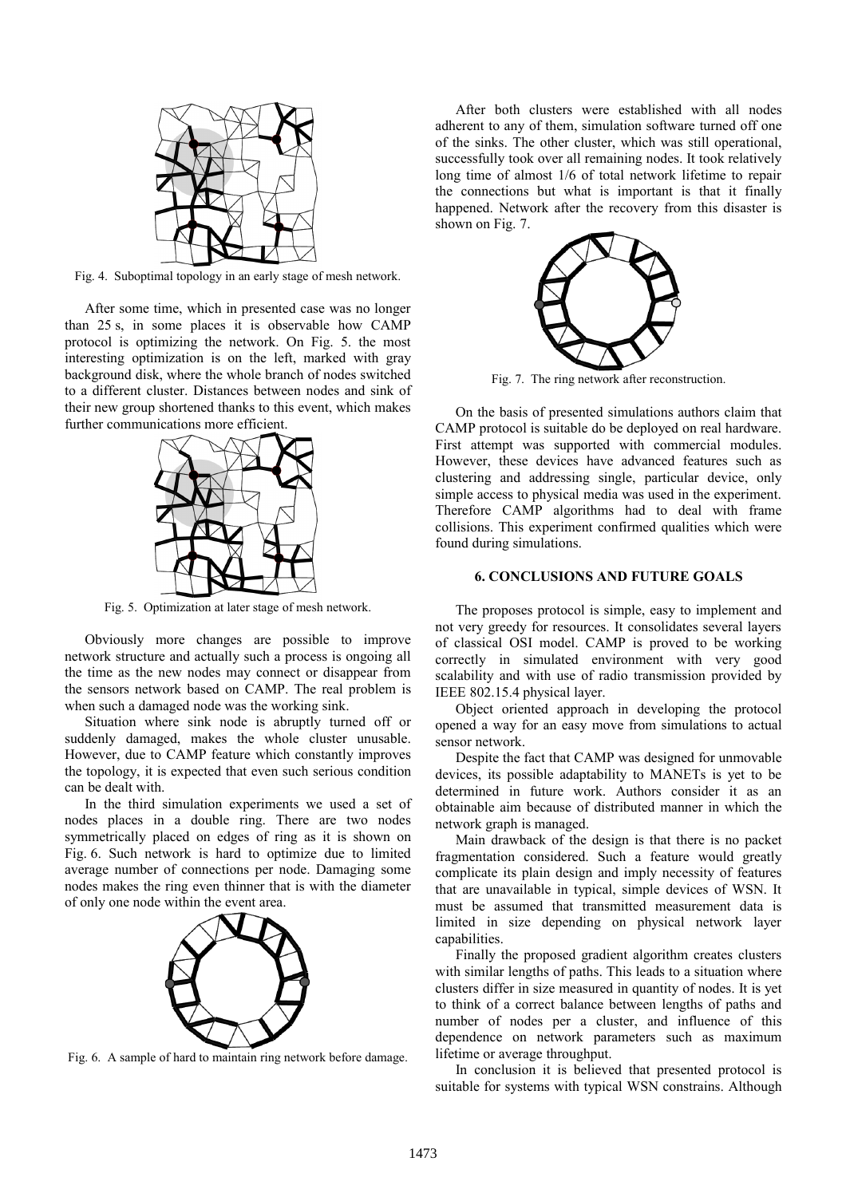Fig. 4. Suboptimal topology in an early stage of mesh network.

After some time, which in presented case was no longer than 25 s, in some places it is observable how CAMP protocol is optimizing the network. On Fig. 5. the most interesting optimization is on the left, marked with gray background disk, where the whole branch of nodes switched to a different cluster. Distances between nodes and sink of their new group shortened thanks to this event, which makes further communications more efficient.

Fig. 5. Optimization at later stage of mesh network.

Obviously more changes are possible to improve network structure and actually such a process is ongoing all the time as the new nodes may connect or disappear from the sensors network based on CAMP. The real problem is when such a damaged node was the working sink.

Situation where sink node is abruptly turned off or suddenly damaged, makes the whole cluster unusable. However, due to CAMP feature which constantly improves the topology, it is expected that even such serious condition can be dealt with.

In the third simulation experiments we used a set of nodes places in a double ring. There are two nodes symmetrically placed on edges of ring as it is shown on Fig. 6. Such network is hard to optimize due to limited average number of connections per node. Damaging some nodes makes the ring even thinner that is with the diameter of only one node within the event area.

Fig. 6. A sample of hard to maintain ring network before damage.

After both clusters were established with all nodes adherent to any of them, simulation software turned off one of the sinks. The other cluster, which was still operational, successfully took over all remaining nodes. It took relatively long time of almost 1/6 of total network lifetime to repair the connections but what is important is that it finally happened. Network after the recovery from this disaster is shown on Fig. 7.

Fig. 7. The ring network after reconstruction.

On the basis of presented simulations authors claim that CAMP protocol is suitable do be deployed on real hardware. First attempt was supported with commercial modules. However, these devices have advanced features such as clustering and addressing single, particular device, only simple access to physical media was used in the experiment. Therefore CAMP algorithms had to deal with frame collisions. This experiment confirmed qualities which were found during simulations.

## 6. CONCLUSIONS AND FUTURE GOALS

The proposes protocol is simple, easy to implement and not very greedy for resources. It consolidates several layers of classical OSI model. CAMP is proved to be working correctly in simulated environment with very good scalability and with use of radio transmission provided by IEEE 802.15.4 physical layer.

Object oriented approach in developing the protocol opened a way for an easy move from simulations to actual sensor network.

Despite the fact that CAMP was designed for unmovable devices, its possible adaptability to MANETs is yet to be determined in future work. Authors consider it as an obtainable aim because of distributed manner in which the network graph is managed.

Main drawback of the design is that there is no packet fragmentation considered. Such a feature would greatly complicate its plain design and imply necessity of features that are unavailable in typical, simple devices of WSN. It must be assumed that transmitted measurement data is limited in size depending on physical network layer capabilities.

Finally the proposed gradient algorithm creates clusters with similar lengths of paths. This leads to a situation where clusters differ in size measured in quantity of nodes. It is yet to think of a correct balance between lengths of paths and number of nodes per a cluster, and influence of this dependence on network parameters such as maximum lifetime or average throughput.

In conclusion it is believed that presented protocol is suitable for systems with typical WSN constrains. Although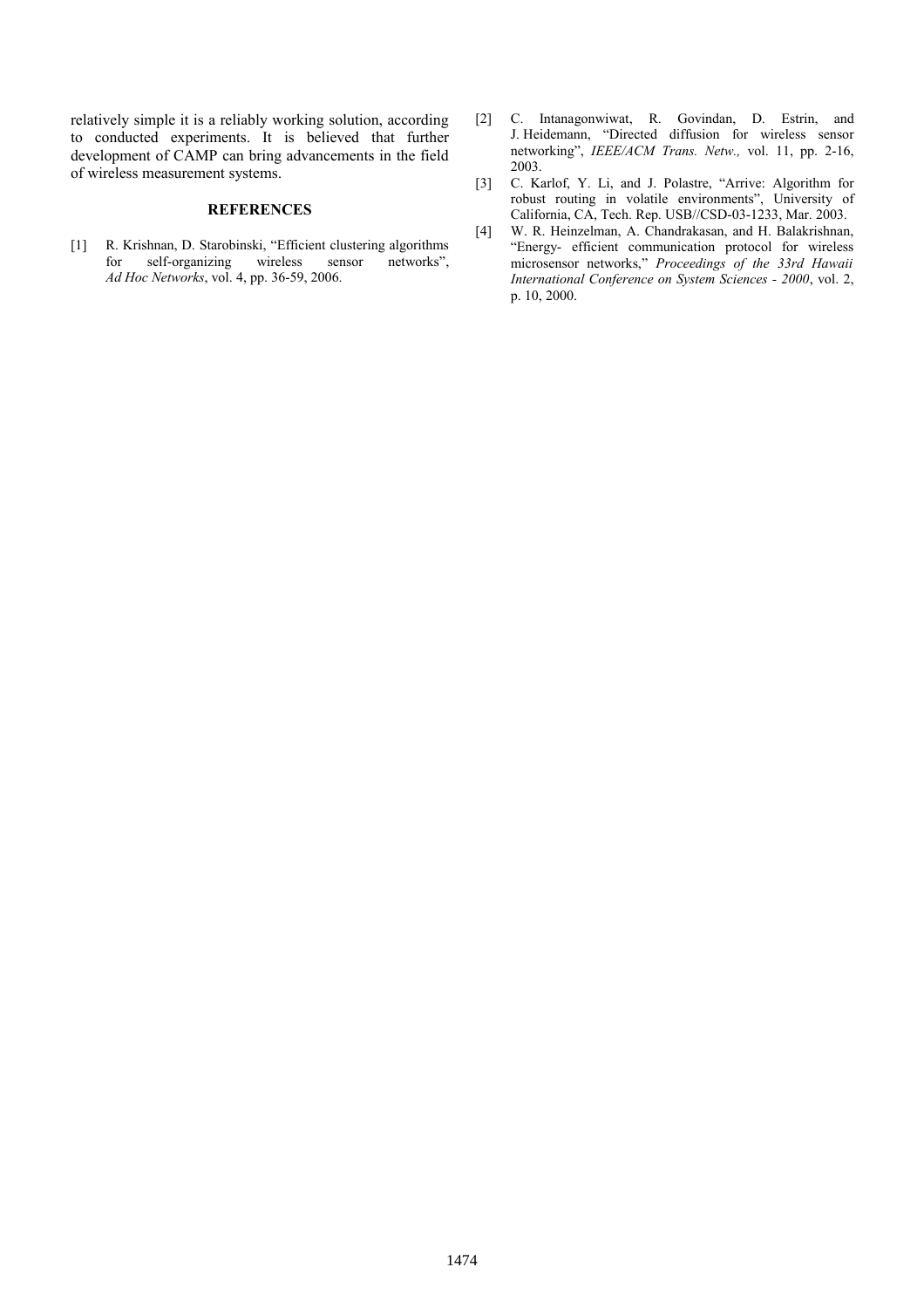relatively simple it is a reliably working solution, according to conducted experiments. It is believed that further development of CAMP can bring advancements in the field of wireless measurement systems.

## REFERENCES

[1] R. Krishnan, D. Starobinski, "Efficient clustering algorithms for self-organizing wireless sensor networks", *Ad Hoc Networks*, vol. 4, pp. 36-59, 2006.

[2] C. Intanagonwiwat, R. Govindan, D. Estrin, and J. Heidemann, "Directed diffusion for wireless sensor networking", *IEEE/ACM Trans. Netw.,* vol. 11, pp. 2-16, 2003.

[3] C. Karlof, Y. Li, and J. Polastre, "Arrive: Algorithm for robust routing in volatile environments", University of California, CA, Tech. Rep. USB//CSD-03-1233, Mar. 2003.

[4] W. R. Heinzelman, A. Chandrakasan, and H. Balakrishnan, "Energy- efficient communication protocol for wireless microsensor networks," *Proceedings of the 33rd Hawaii International Conference on System Sciences - 2000*, vol. 2, p. 10, 2000.